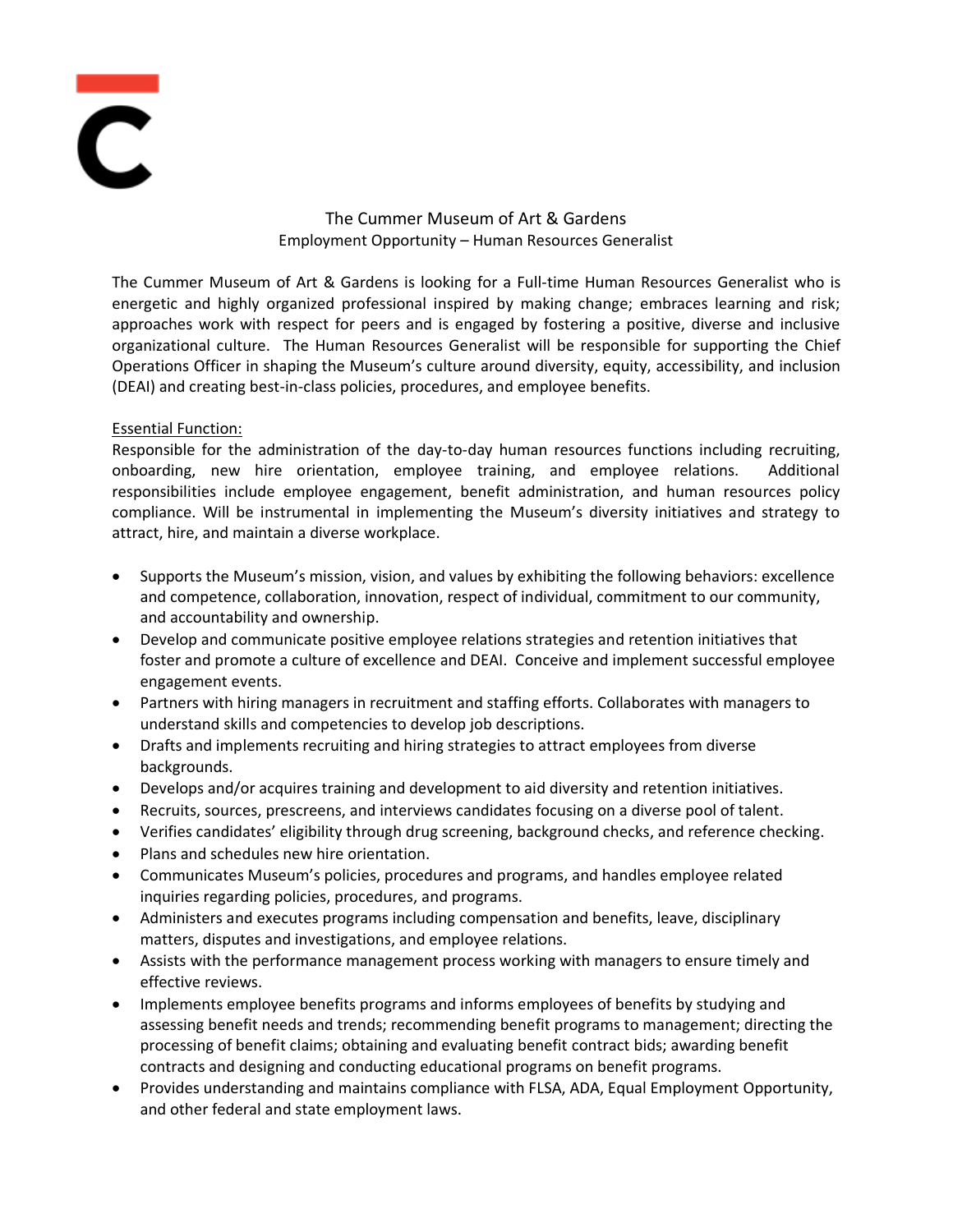# The Cummer Museum of Art & Gardens

## Employment Opportunity – Human Resources Generalist

The Cummer Museum of Art & Gardens is looking for a Full-time Human Resources Generalist who is energetic and highly organized professional inspired by making change; embraces learning and risk; approaches work with respect for peers and is engaged by fostering a positive, diverse and inclusive organizational culture. The Human Resources Generalist will be responsible for supporting the Chief Operations Officer in shaping the Museum's culture around diversity, equity, accessibility, and inclusion (DEAI) and creating best-in-class policies, procedures, and employee benefits.

<u>Essential Function:</u>

Responsible for the administration of the day-to-day human resources functions including recruiting, onboarding, new hire orientation, employee training, and employee relations. Additional responsibilities include employee engagement, benefit administration, and human resources policy compliance. Will be instrumental in implementing the Museum's diversity initiatives and strategy to attract, hire, and maintain a diverse workplace.

- Supports the Museum's mission, vision, and values by exhibiting the following behaviors: excellence and competence, collaboration, innovation, respect of individual, commitment to our community, and accountability and ownership.
- Develop and communicate positive employee relations strategies and retention initiatives that foster and promote a culture of excellence and DEAI. Conceive and implement successful employee engagement events.
- Partners with hiring managers in recruitment and staffing efforts. Collaborates with managers to understand skills and competencies to develop job descriptions.
- Drafts and implements recruiting and hiring strategies to attract employees from diverse backgrounds.
- Develops and/or acquires training and development to aid diversity and retention initiatives.
- Recruits, sources, prescreens, and interviews candidates focusing on a diverse pool of talent.
- Verifies candidates' eligibility through drug screening, background checks, and reference checking.
- Plans and schedules new hire orientation.
- Communicates Museum's policies, procedures and programs, and handles employee related inquiries regarding policies, procedures, and programs.
- Administers and executes programs including compensation and benefits, leave, disciplinary matters, disputes and investigations, and employee relations.
- Assists with the performance management process working with managers to ensure timely and effective reviews.
- Implements employee benefits programs and informs employees of benefits by studying and assessing benefit needs and trends; recommending benefit programs to management; directing the processing of benefit claims; obtaining and evaluating benefit contract bids; awarding benefit contracts and designing and conducting educational programs on benefit programs.
- Provides understanding and maintains compliance with FLSA, ADA, Equal Employment Opportunity, and other federal and state employment laws.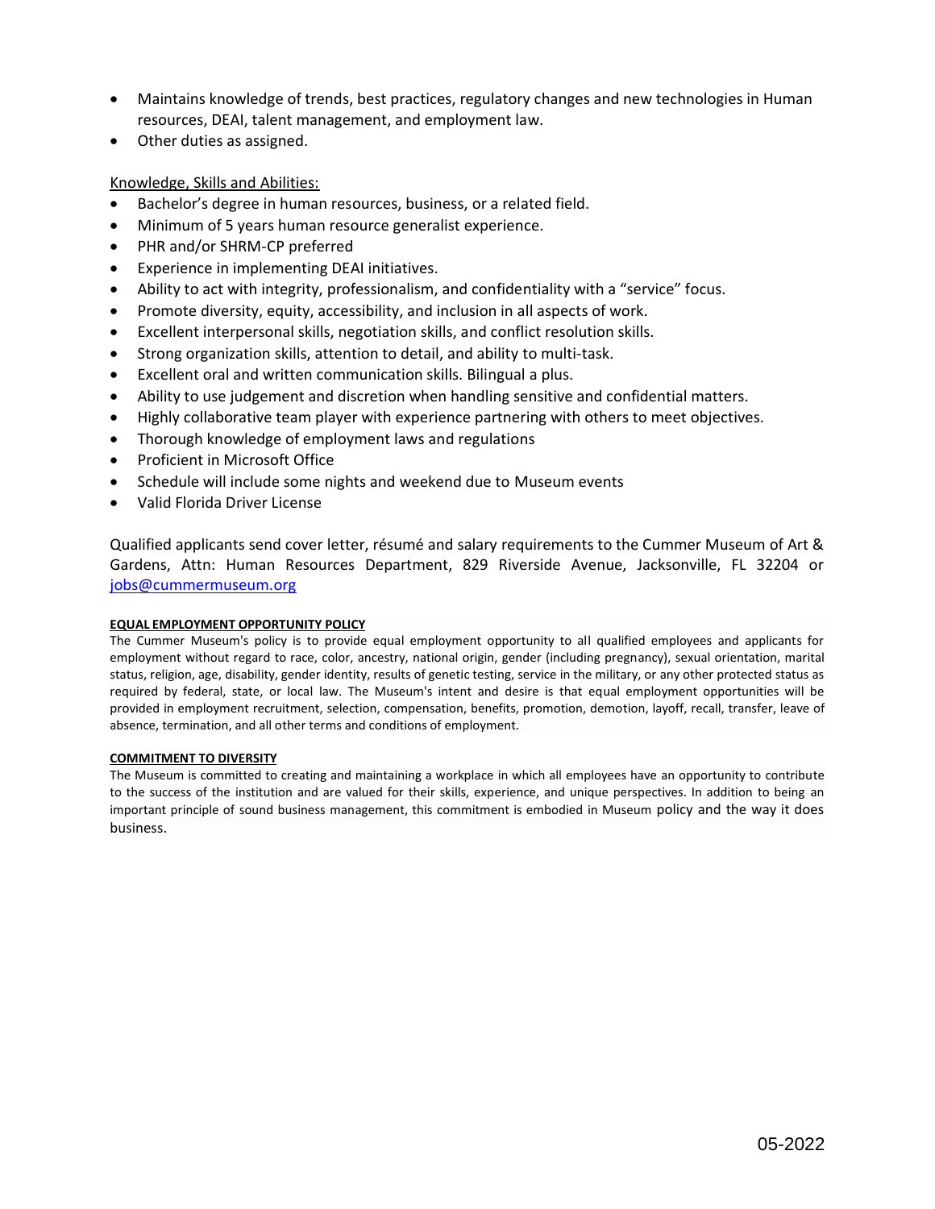- Maintains knowledge of trends, best practices, regulatory changes and new technologies in Human resources, DEAI, talent management, and employment law.
- Other duties as assigned.

Knowledge, Skills and Abilities:

- Bachelor's degree in human resources, business, or a related field.
- Minimum of 5 years human resource generalist experience.
- PHR and/or SHRM-CP preferred
- Experience in implementing DEAI initiatives.
- Ability to act with integrity, professionalism, and confidentiality with a "service" focus.
- Promote diversity, equity, accessibility, and inclusion in all aspects of work.
- Excellent interpersonal skills, negotiation skills, and conflict resolution skills.
- Strong organization skills, attention to detail, and ability to multi-task.
- Excellent oral and written communication skills. Bilingual a plus.
- Ability to use judgement and discretion when handling sensitive and confidential matters.
- Highly collaborative team player with experience partnering with others to meet objectives.
- Thorough knowledge of employment laws and regulations
- Proficient in Microsoft Office
- Schedule will include some nights and weekend due to Museum events
- Valid Florida Driver License

Qualified applicants send cover letter, résumé and salary requirements to the Cummer Museum of Art & Gardens, Attn: Human Resources Department, 829 Riverside Avenue, Jacksonville, FL 32204 or jobs@cummermuseum.org

**EQUAL EMPLOYMENT OPPORTUNITY POLICY**

The Cummer Museum's policy is to provide equal employment opportunity to all qualified employees and applicants for employment without regard to race, color, ancestry, national origin, gender (including pregnancy), sexual orientation, marital status, religion, age, disability, gender identity, results of genetic testing, service in the military, or any other protected status as required by federal, state, or local law. The Museum's intent and desire is that equal employment opportunities will be provided in employment recruitment, selection, compensation, benefits, promotion, demotion, layoff, recall, transfer, leave of absence, termination, and all other terms and conditions of employment.

**COMMITMENT TO DIVERSITY**

The Museum is committed to creating and maintaining a workplace in which all employees have an opportunity to contribute to the success of the institution and are valued for their skills, experience, and unique perspectives. In addition to being an important principle of sound business management, this commitment is embodied in Museum policy and the way it does business.

05-2022